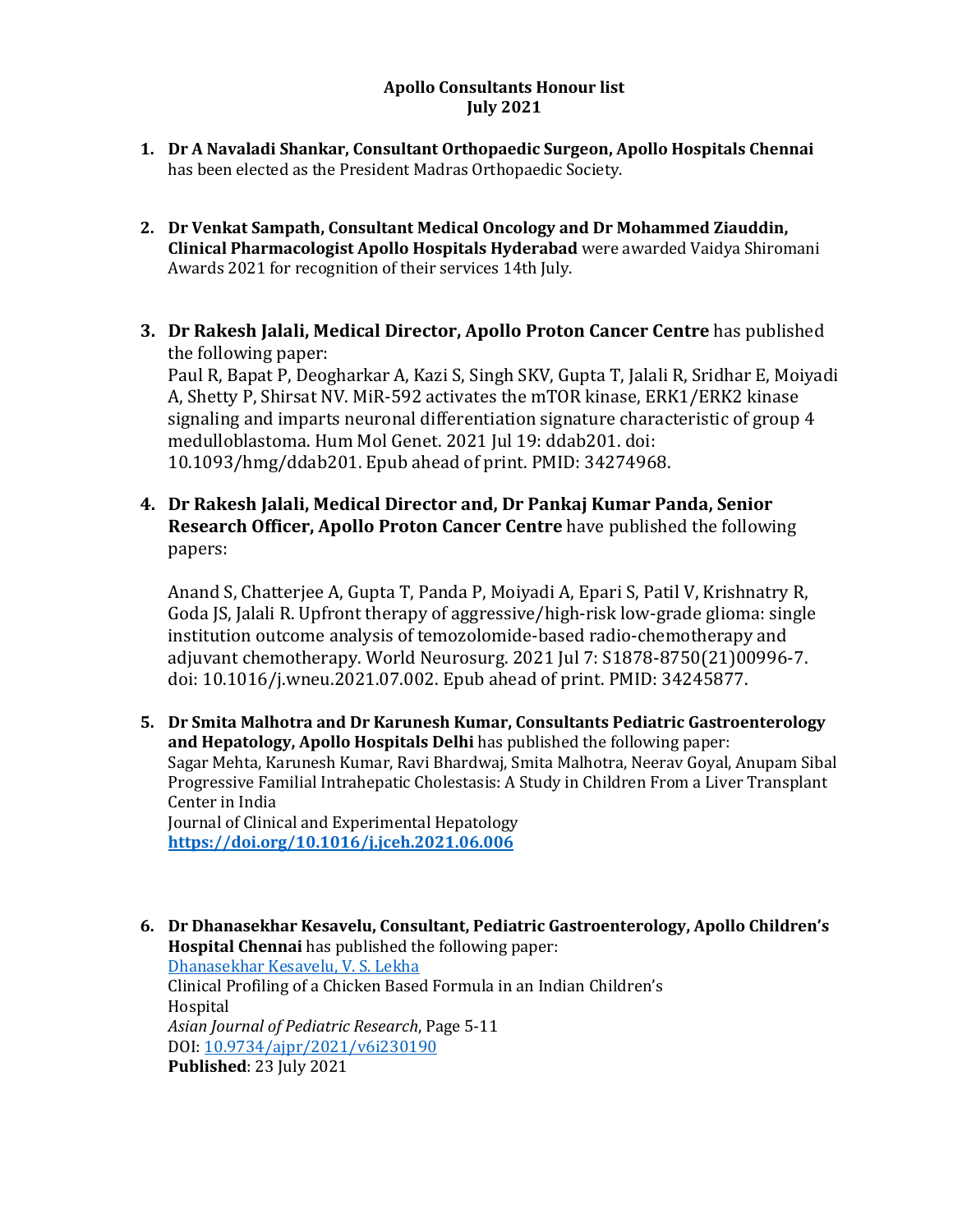**Apollo Consultants Honour list**
**July 2021**

1. **Dr A Navaladi Shankar, Consultant Orthopaedic Surgeon, Apollo Hospitals Chennai** has been elected as the President Madras Orthopaedic Society.

2. **Dr Venkat Sampath, Consultant Medical Oncology and Dr Mohammed Ziauddin, Clinical Pharmacologist Apollo Hospitals Hyderabad** were awarded Vaidya Shiromani Awards 2021 for recognition of their services 14th July.

3. **Dr Rakesh Jalali, Medical Director, Apollo Proton Cancer Centre** has published the following paper:
   Paul R, Bapat P, Deogharkar A, Kazi S, Singh SKV, Gupta T, Jalali R, Sridhar E, Moiyadi A, Shetty P, Shirsat NV. MiR-592 activates the mTOR kinase, ERK1/ERK2 kinase signaling and imparts neuronal differentiation signature characteristic of group 4 medulloblastoma. Hum Mol Genet. 2021 Jul 19: ddab201. doi: 10.1093/hmg/ddab201. Epub ahead of print. PMID: 34274968.

4. **Dr Rakesh Jalali, Medical Director and, Dr Pankaj Kumar Panda, Senior Research Officer, Apollo Proton Cancer Centre** have published the following papers:

   Anand S, Chatterjee A, Gupta T, Panda P, Moiyadi A, Epari S, Patil V, Krishnatry R, Goda JS, Jalali R. Upfront therapy of aggressive/high-risk low-grade glioma: single institution outcome analysis of temozolomide-based radio-chemotherapy and adjuvant chemotherapy. World Neurosurg. 2021 Jul 7: S1878-8750(21)00996-7. doi: 10.1016/j.wneu.2021.07.002. Epub ahead of print. PMID: 34245877.

5. **Dr Smita Malhotra and Dr Karunesh Kumar, Consultants Pediatric Gastroenterology and Hepatology, Apollo Hospitals Delhi** has published the following paper:
   Sagar Mehta, Karunesh Kumar, Ravi Bhardwaj, Smita Malhotra, Neerav Goyal, Anupam Sibal
   Progressive Familial Intrahepatic Cholestasis: A Study in Children From a Liver Transplant Center in India
   Journal of Clinical and Experimental Hepatology
   **https://doi.org/10.1016/j.jceh.2021.06.006**

6. **Dr Dhanasekhar Kesavelu, Consultant, Pediatric Gastroenterology, Apollo Children's Hospital Chennai** has published the following paper:
   Dhanasekhar Kesavelu, V. S. Lekha
   Clinical Profiling of a Chicken Based Formula in an Indian Children's Hospital
   *Asian Journal of Pediatric Research*, Page 5-11
   DOI: 10.9734/ajpr/2021/v6i230190
   **Published**: 23 July 2021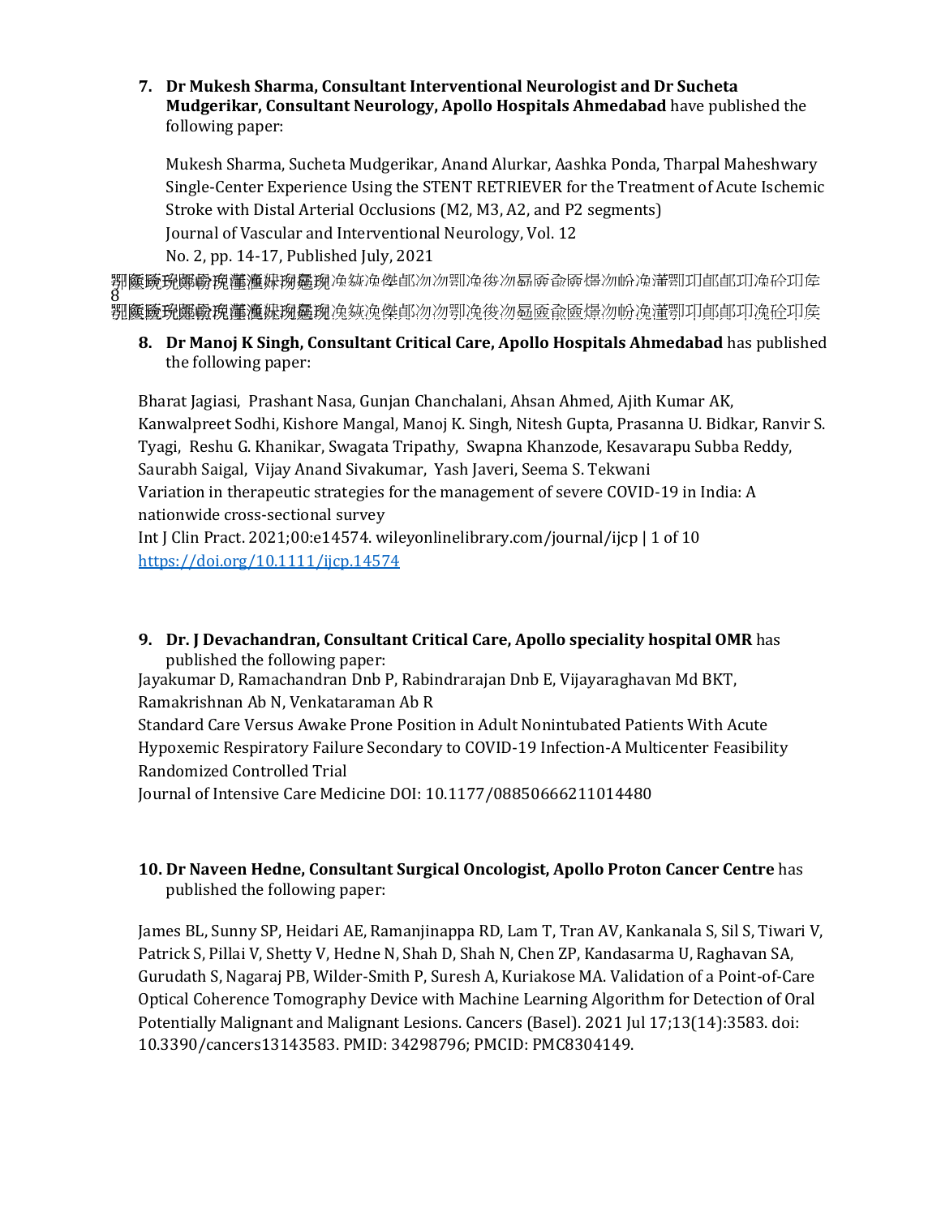7. **Dr Mukesh Sharma, Consultant Interventional Neurologist and Dr Sucheta Mudgerikar, Consultant Neurology, Apollo Hospitals Ahmedabad** have published the following paper:

   Mukesh Sharma, Sucheta Mudgerikar, Anand Alurkar, Aashka Ponda, Tharpal Maheshwary
   Single-Center Experience Using the STENT RETRIEVER for the Treatment of Acute Ischemic Stroke with Distal Arterial Occlusions (M2, M3, A2, and P2 segments)
   Journal of Vascular and Interventional Neurology, Vol. 12
   No. 2, pp. 14-17, Published July, 2021

8. **Dr Manoj K Singh, Consultant Critical Care, Apollo Hospitals Ahmedabad** has published the following paper:

Bharat Jagiasi, Prashant Nasa, Gunjan Chanchalani, Ahsan Ahmed, Ajith Kumar AK, Kanwalpreet Sodhi, Kishore Mangal, Manoj K. Singh, Nitesh Gupta, Prasanna U. Bidkar, Ranvir S. Tyagi, Reshu G. Khanikar, Swagata Tripathy, Swapna Khanzode, Kesavarapu Subba Reddy, Saurabh Saigal, Vijay Anand Sivakumar, Yash Javeri, Seema S. Tekwani
Variation in therapeutic strategies for the management of severe COVID-19 in India: A nationwide cross-sectional survey
Int J Clin Pract. 2021;00:e14574. wileyonlinelibrary.com/journal/ijcp | 1 of 10
https://doi.org/10.1111/ijcp.14574

9. **Dr. J Devachandran, Consultant Critical Care, Apollo speciality hospital OMR** has published the following paper:

Jayakumar D, Ramachandran Dnb P, Rabindrarajan Dnb E, Vijayaraghavan Md BKT, Ramakrishnan Ab N, Venkataraman Ab R
Standard Care Versus Awake Prone Position in Adult Nonintubated Patients With Acute Hypoxemic Respiratory Failure Secondary to COVID-19 Infection-A Multicenter Feasibility Randomized Controlled Trial
Journal of Intensive Care Medicine DOI: 10.1177/08850666211014480

10. **Dr Naveen Hedne, Consultant Surgical Oncologist, Apollo Proton Cancer Centre** has published the following paper:

James BL, Sunny SP, Heidari AE, Ramanjinappa RD, Lam T, Tran AV, Kankanala S, Sil S, Tiwari V, Patrick S, Pillai V, Shetty V, Hedne N, Shah D, Shah N, Chen ZP, Kandasarma U, Raghavan SA, Gurudath S, Nagaraj PB, Wilder-Smith P, Suresh A, Kuriakose MA. Validation of a Point-of-Care Optical Coherence Tomography Device with Machine Learning Algorithm for Detection of Oral Potentially Malignant and Malignant Lesions. Cancers (Basel). 2021 Jul 17;13(14):3583. doi: 10.3390/cancers13143583. PMID: 34298796; PMCID: PMC8304149.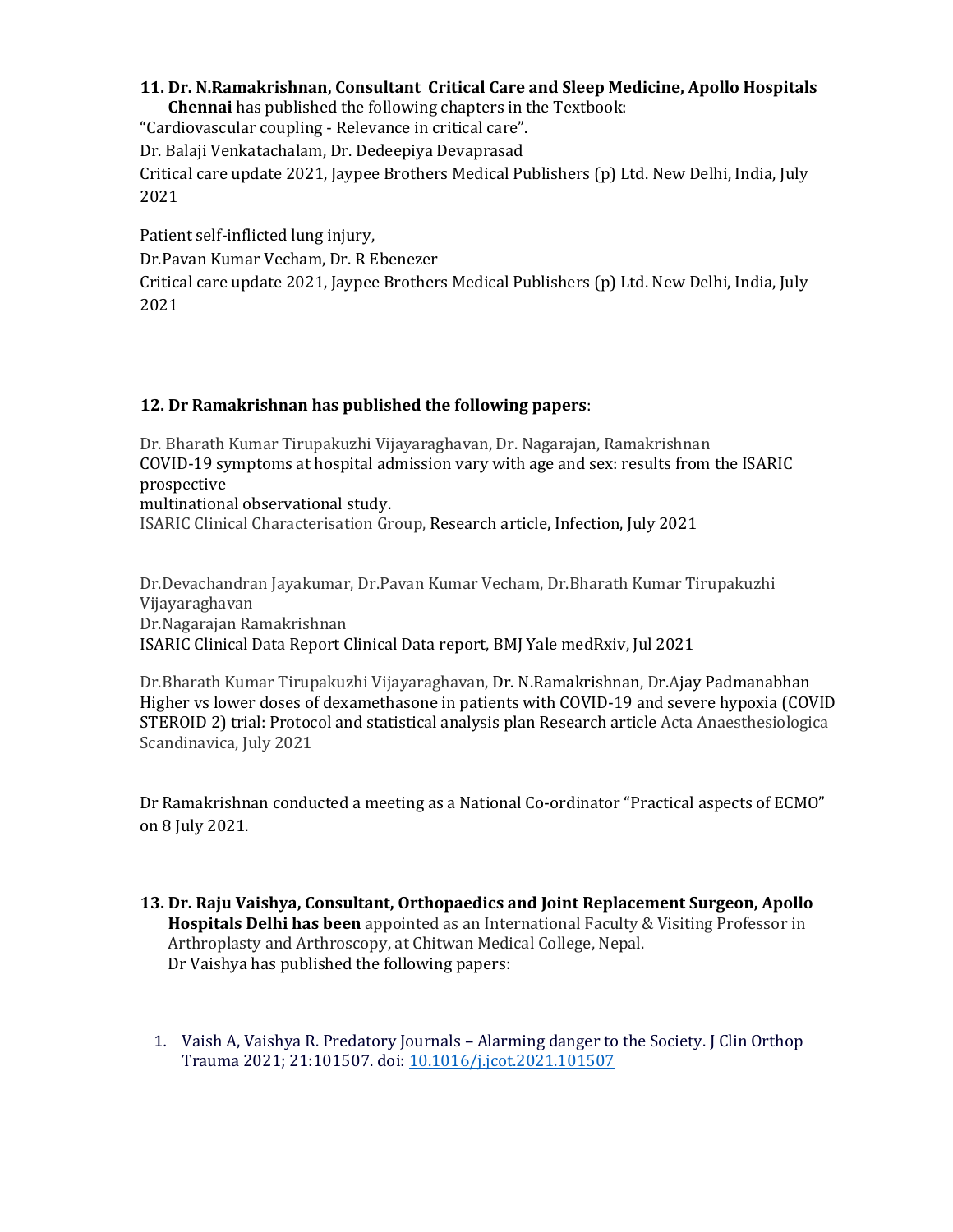11. **Dr. N.Ramakrishnan, Consultant Critical Care and Sleep Medicine, Apollo Hospitals Chennai** has published the following chapters in the Textbook:

"Cardiovascular coupling - Relevance in critical care".

Dr. Balaji Venkatachalam, Dr. Dedeepiya Devaprasad

Critical care update 2021, Jaypee Brothers Medical Publishers (p) Ltd. New Delhi, India, July 2021

Patient self-inflicted lung injury,

Dr.Pavan Kumar Vecham, Dr. R Ebenezer

Critical care update 2021, Jaypee Brothers Medical Publishers (p) Ltd. New Delhi, India, July 2021

12. **Dr Ramakrishnan has published the following papers**:

Dr. Bharath Kumar Tirupakuzhi Vijayaraghavan, Dr. Nagarajan, Ramakrishnan
COVID-19 symptoms at hospital admission vary with age and sex: results from the ISARIC prospective
multinational observational study.
ISARIC Clinical Characterisation Group, Research article, Infection, July 2021

Dr.Devachandran Jayakumar, Dr.Pavan Kumar Vecham, Dr.Bharath Kumar Tirupakuzhi Vijayaraghavan
Dr.Nagarajan Ramakrishnan
ISARIC Clinical Data Report Clinical Data report, BMJ Yale medRxiv, Jul 2021

Dr.Bharath Kumar Tirupakuzhi Vijayaraghavan, Dr. N.Ramakrishnan, Dr.Ajay Padmanabhan
Higher vs lower doses of dexamethasone in patients with COVID-19 and severe hypoxia (COVID STEROID 2) trial: Protocol and statistical analysis plan Research article Acta Anaesthesiologica Scandinavica, July 2021

Dr Ramakrishnan conducted a meeting as a National Co-ordinator "Practical aspects of ECMO" on 8 July 2021.

13. **Dr. Raju Vaishya, Consultant, Orthopaedics and Joint Replacement Surgeon, Apollo Hospitals Delhi has been** appointed as an International Faculty & Visiting Professor in Arthroplasty and Arthroscopy, at Chitwan Medical College, Nepal.
    Dr Vaishya has published the following papers:

    1. Vaish A, Vaishya R. Predatory Journals – Alarming danger to the Society. J Clin Orthop Trauma 2021; 21:101507. doi: 10.1016/j.jcot.2021.101507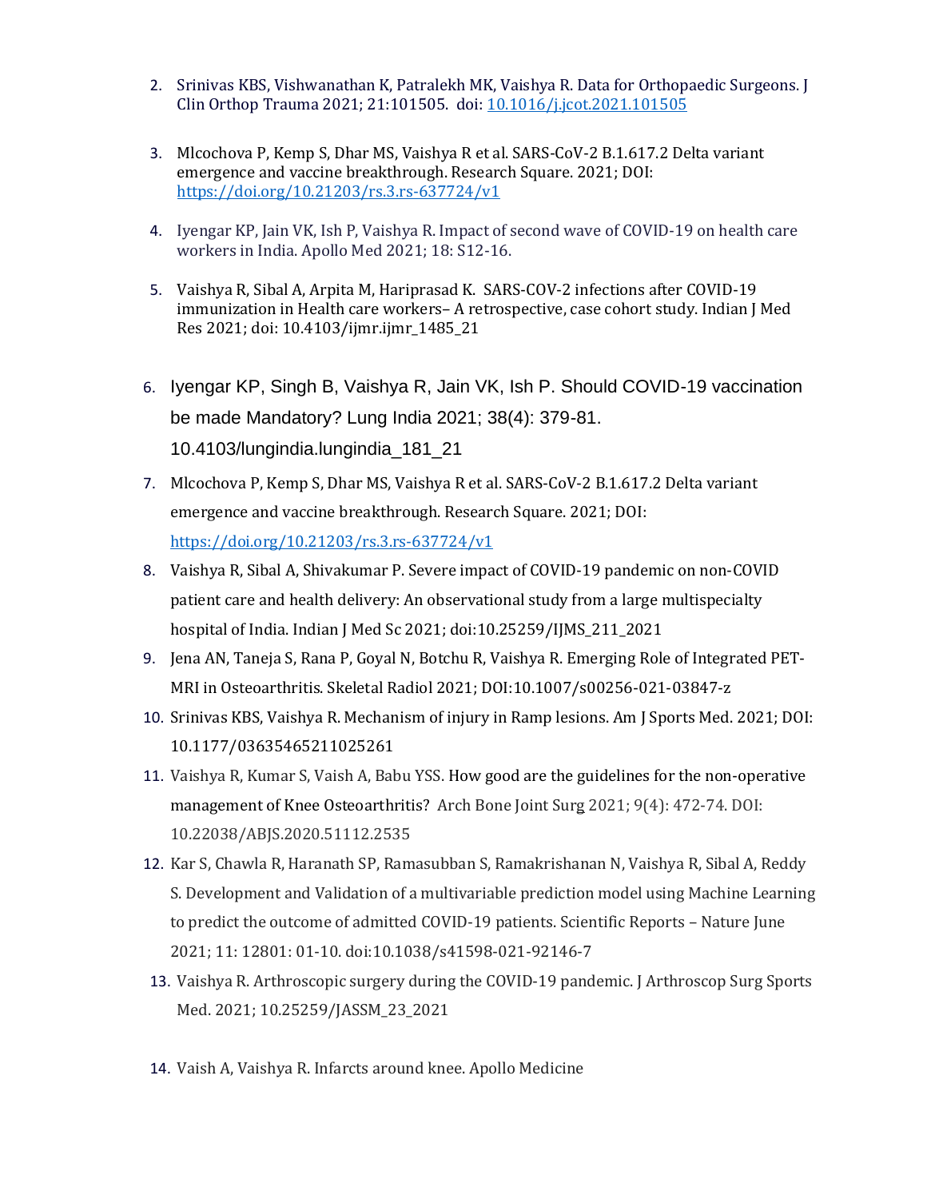2. Srinivas KBS, Vishwanathan K, Patralekh MK, Vaishya R. Data for Orthopaedic Surgeons. J Clin Orthop Trauma 2021; 21:101505. doi: [10.1016/j.jcot.2021.101505](https://doi.org/10.1016/j.jcot.2021.101505)

3. Mlcochova P, Kemp S, Dhar MS, Vaishya R et al. SARS-CoV-2 B.1.617.2 Delta variant emergence and vaccine breakthrough. Research Square. 2021; DOI: https://doi.org/10.21203/rs.3.rs-637724/v1

4. Iyengar KP, Jain VK, Ish P, Vaishya R. Impact of second wave of COVID-19 on health care workers in India. Apollo Med 2021; 18: S12-16.

5. Vaishya R, Sibal A, Arpita M, Hariprasad K. SARS-COV-2 infections after COVID-19 immunization in Health care workers– A retrospective, case cohort study. Indian J Med Res 2021; doi: 10.4103/ijmr.ijmr_1485_21

6. Iyengar KP, Singh B, Vaishya R, Jain VK, Ish P. Should COVID-19 vaccination be made Mandatory? Lung India 2021; 38(4): 379-81. 10.4103/lungindia.lungindia_181_21

7. Mlcochova P, Kemp S, Dhar MS, Vaishya R et al. SARS-CoV-2 B.1.617.2 Delta variant emergence and vaccine breakthrough. Research Square. 2021; DOI: https://doi.org/10.21203/rs.3.rs-637724/v1

8. Vaishya R, Sibal A, Shivakumar P. Severe impact of COVID-19 pandemic on non-COVID patient care and health delivery: An observational study from a large multispecialty hospital of India. Indian J Med Sc 2021; doi:10.25259/IJMS_211_2021

9. Jena AN, Taneja S, Rana P, Goyal N, Botchu R, Vaishya R. Emerging Role of Integrated PET-MRI in Osteoarthritis. Skeletal Radiol 2021; DOI:10.1007/s00256-021-03847-z

10. Srinivas KBS, Vaishya R. Mechanism of injury in Ramp lesions. Am J Sports Med. 2021; DOI: 10.1177/03635465211025261

11. Vaishya R, Kumar S, Vaish A, Babu YSS. How good are the guidelines for the non-operative management of Knee Osteoarthritis? Arch Bone Joint Surg 2021; 9(4): 472-74. DOI: 10.22038/ABJS.2020.51112.2535

12. Kar S, Chawla R, Haranath SP, Ramasubban S, Ramakrishanan N, Vaishya R, Sibal A, Reddy S. Development and Validation of a multivariable prediction model using Machine Learning to predict the outcome of admitted COVID-19 patients. Scientific Reports – Nature June 2021; 11: 12801: 01-10. doi:10.1038/s41598-021-92146-7

13. Vaishya R. Arthroscopic surgery during the COVID-19 pandemic. J Arthroscop Surg Sports Med. 2021; 10.25259/JASSM_23_2021

14. Vaish A, Vaishya R. Infarcts around knee. Apollo Medicine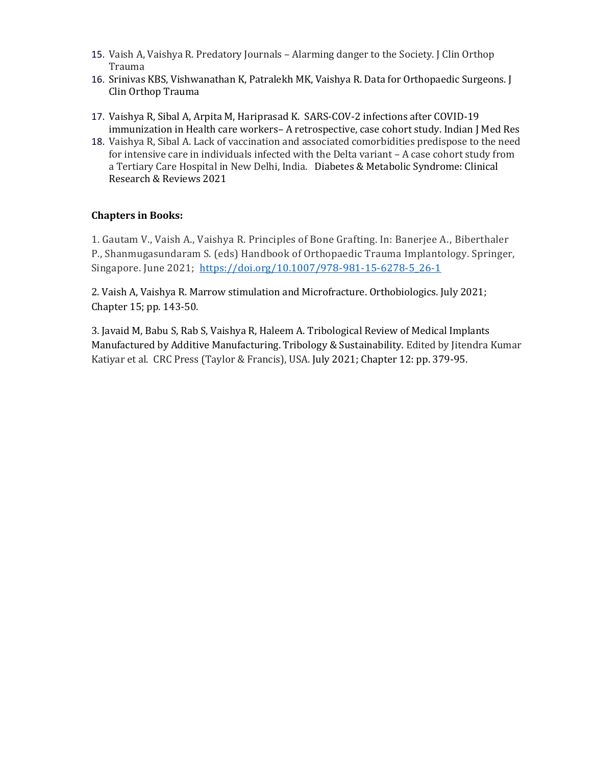15. Vaish A, Vaishya R. Predatory Journals – Alarming danger to the Society. J Clin Orthop Trauma
16. Srinivas KBS, Vishwanathan K, Patralekh MK, Vaishya R. Data for Orthopaedic Surgeons. J Clin Orthop Trauma
17. Vaishya R, Sibal A, Arpita M, Hariprasad K. SARS-COV-2 infections after COVID-19 immunization in Health care workers– A retrospective, case cohort study. Indian J Med Res
18. Vaishya R, Sibal A. Lack of vaccination and associated comorbidities predispose to the need for intensive care in individuals infected with the Delta variant – A case cohort study from a Tertiary Care Hospital in New Delhi, India. Diabetes & Metabolic Syndrome: Clinical Research & Reviews 2021

**Chapters in Books:**

1. Gautam V., Vaish A., Vaishya R. Principles of Bone Grafting. In: Banerjee A., Biberthaler P., Shanmugasundaram S. (eds) Handbook of Orthopaedic Trauma Implantology. Springer, Singapore. June 2021; https://doi.org/10.1007/978-981-15-6278-5_26-1

2. Vaish A, Vaishya R. Marrow stimulation and Microfracture. Orthobiologics. July 2021; Chapter 15; pp. 143-50.

3. Javaid M, Babu S, Rab S, Vaishya R, Haleem A. Tribological Review of Medical Implants Manufactured by Additive Manufacturing. Tribology & Sustainability. Edited by Jitendra Kumar Katiyar et al. CRC Press (Taylor & Francis), USA. July 2021; Chapter 12: pp. 379-95.